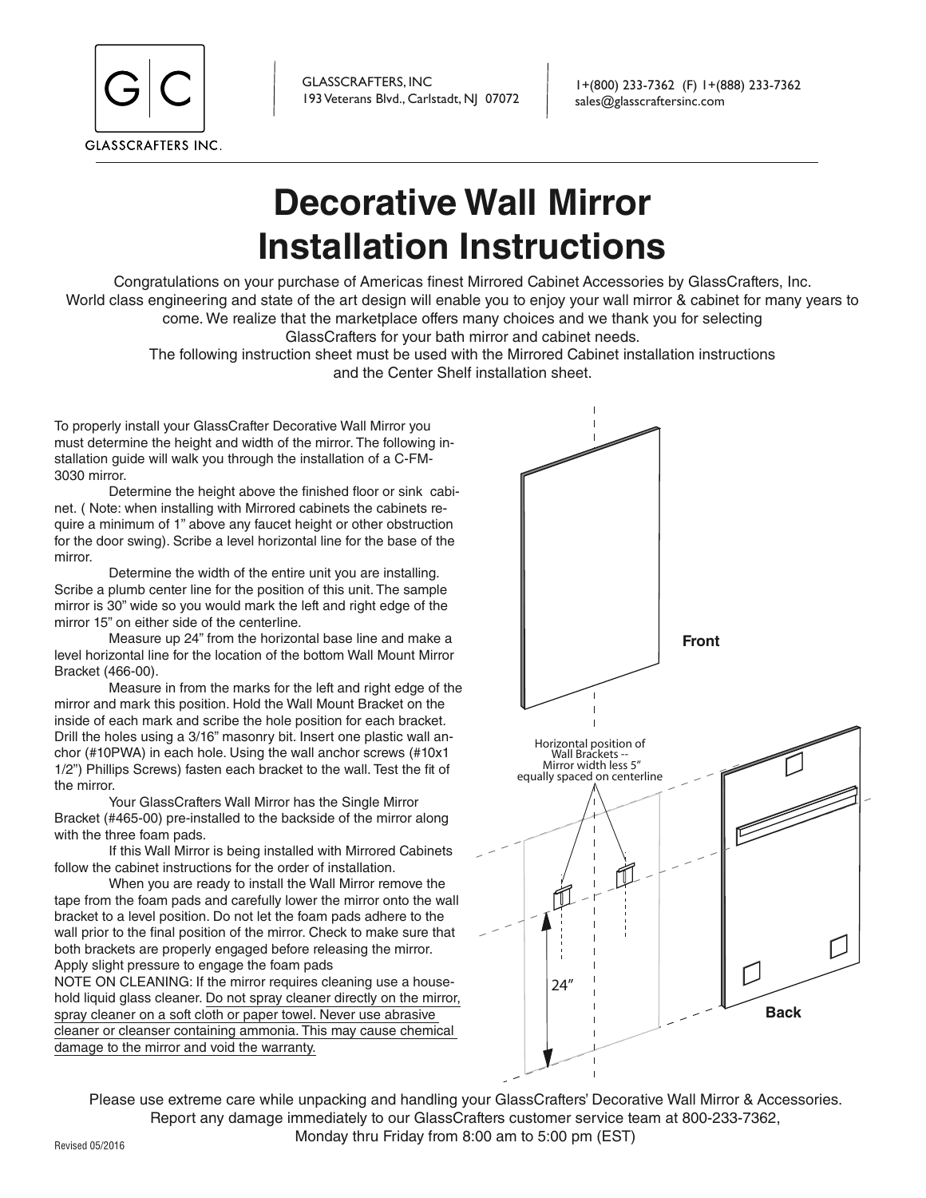GLASSCRAFTERS INC.

GLASSCRAFTERS, INC
193 Veterans Blvd., Carlstadt, NJ 07072

1+(800) 233-7362 (F) 1+(888) 233-7362
sales@glasscraftersinc.com

# Decorative Wall Mirror Installation Instructions

Congratulations on your purchase of Americas finest Mirrored Cabinet Accessories by GlassCrafters, Inc. World class engineering and state of the art design will enable you to enjoy your wall mirror & cabinet for many years to come. We realize that the marketplace offers many choices and we thank you for selecting GlassCrafters for your bath mirror and cabinet needs.
The following instruction sheet must be used with the Mirrored Cabinet installation instructions and the Center Shelf installation sheet.

To properly install your GlassCrafter Decorative Wall Mirror you must determine the height and width of the mirror. The following installation guide will walk you through the installation of a C-FM-3030 mirror.

Determine the height above the finished floor or sink cabinet. ( Note: when installing with Mirrored cabinets the cabinets require a minimum of 1" above any faucet height or other obstruction for the door swing). Scribe a level horizontal line for the base of the mirror.

Determine the width of the entire unit you are installing. Scribe a plumb center line for the position of this unit. The sample mirror is 30" wide so you would mark the left and right edge of the mirror 15" on either side of the centerline.

Measure up 24" from the horizontal base line and make a level horizontal line for the location of the bottom Wall Mount Mirror Bracket (466-00).

Measure in from the marks for the left and right edge of the mirror and mark this position. Hold the Wall Mount Bracket on the inside of each mark and scribe the hole position for each bracket. Drill the holes using a 3/16" masonry bit. Insert one plastic wall anchor (#10PWA) in each hole. Using the wall anchor screws (#10x1 1/2") Phillips Screws) fasten each bracket to the wall. Test the fit of the mirror.

Your GlassCrafters Wall Mirror has the Single Mirror Bracket (#465-00) pre-installed to the backside of the mirror along with the three foam pads.

If this Wall Mirror is being installed with Mirrored Cabinets follow the cabinet instructions for the order of installation.

When you are ready to install the Wall Mirror remove the tape from the foam pads and carefully lower the mirror onto the wall bracket to a level position. Do not let the foam pads adhere to the wall prior to the final position of the mirror. Check to make sure that both brackets are properly engaged before releasing the mirror. Apply slight pressure to engage the foam pads

NOTE ON CLEANING: If the mirror requires cleaning use a household liquid glass cleaner. Do not spray cleaner directly on the mirror, spray cleaner on a soft cloth or paper towel. Never use abrasive cleaner or cleanser containing ammonia. This may cause chemical damage to the mirror and void the warranty.

Front

Horizontal position of Wall Brackets -- Mirror width less 5" equally spaced on centerline

24"

Back

Please use extreme care while unpacking and handling your GlassCrafters' Decorative Wall Mirror & Accessories. Report any damage immediately to our GlassCrafters customer service team at 800-233-7362, Monday thru Friday from 8:00 am to 5:00 pm (EST)

Revised 05/2016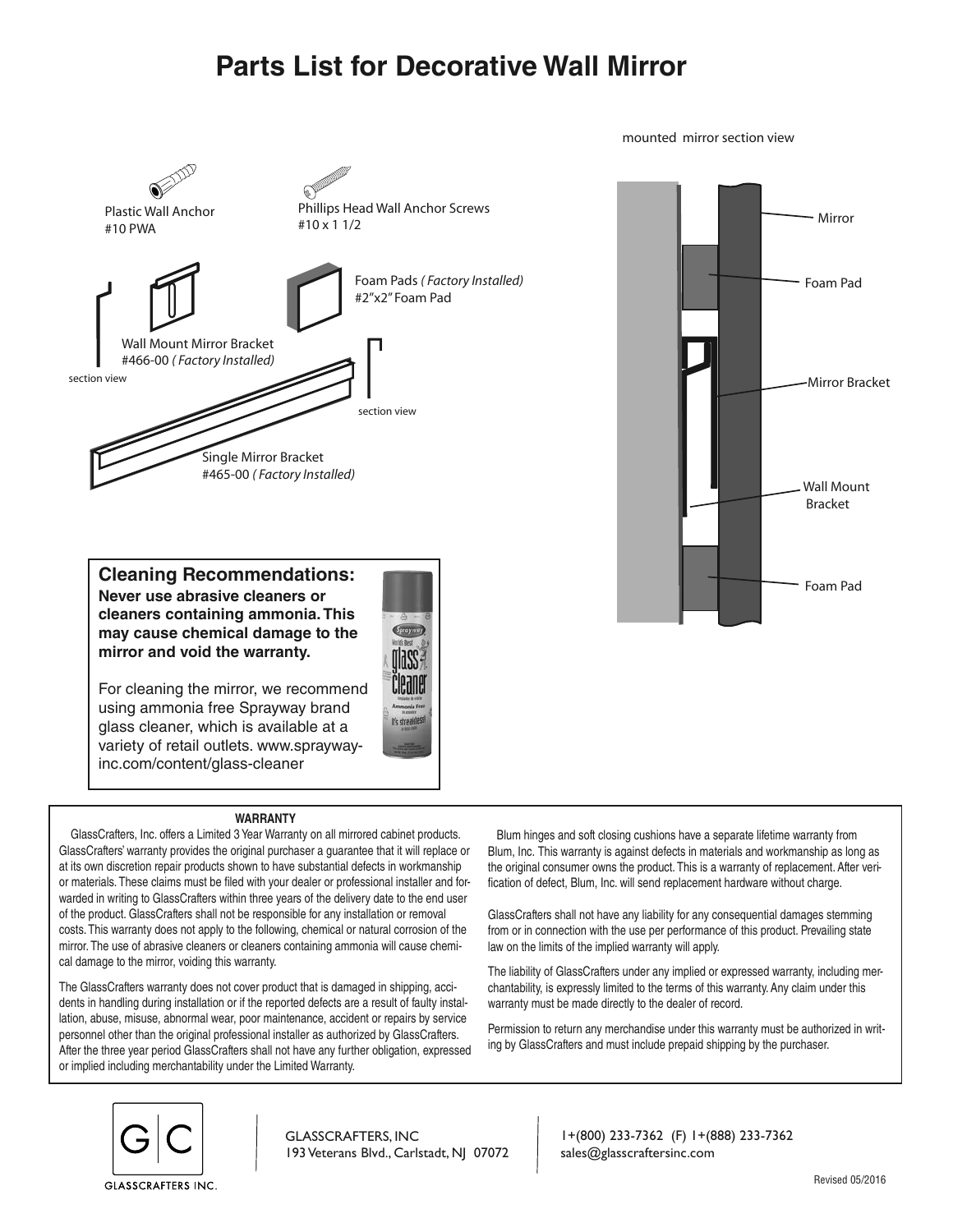# Parts List for Decorative Wall Mirror

mounted mirror section view

Plastic Wall Anchor
#10 PWA

Phillips Head Wall Anchor Screws
#10 x 1 1/2

Foam Pads *( Factory Installed)*
#2"x2" Foam Pad

Wall Mount Mirror Bracket
#466-00 *( Factory Installed)*

section view

section view

Single Mirror Bracket
#465-00 *( Factory Installed)*

Mirror

Foam Pad

Mirror Bracket

Wall Mount
Bracket

Foam Pad

## Cleaning Recommendations:

**Never use abrasive cleaners or cleaners containing ammonia. This may cause chemical damage to the mirror and void the warranty.**

For cleaning the mirror, we recommend using ammonia free Sprayway brand glass cleaner, which is available at a variety of retail outlets. www.sprayway-inc.com/content/glass-cleaner

### WARRANTY

GlassCrafters, Inc. offers a Limited 3 Year Warranty on all mirrored cabinet products. GlassCrafters' warranty provides the original purchaser a guarantee that it will replace or at its own discretion repair products shown to have substantial defects in workmanship or materials. These claims must be filed with your dealer or professional installer and forwarded in writing to GlassCrafters within three years of the delivery date to the end user of the product. GlassCrafters shall not be responsible for any installation or removal costs. This warranty does not apply to the following, chemical or natural corrosion of the mirror. The use of abrasive cleaners or cleaners containing ammonia will cause chemical damage to the mirror, voiding this warranty.

The GlassCrafters warranty does not cover product that is damaged in shipping, accidents in handling during installation or if the reported defects are a result of faulty installation, abuse, misuse, abnormal wear, poor maintenance, accident or repairs by service personnel other than the original professional installer as authorized by GlassCrafters. After the three year period GlassCrafters shall not have any further obligation, expressed or implied including merchantability under the Limited Warranty.

Blum hinges and soft closing cushions have a separate lifetime warranty from Blum, Inc. This warranty is against defects in materials and workmanship as long as the original consumer owns the product. This is a warranty of replacement. After verification of defect, Blum, Inc. will send replacement hardware without charge.

GlassCrafters shall not have any liability for any consequential damages stemming from or in connection with the use per performance of this product. Prevailing state law on the limits of the implied warranty will apply.

The liability of GlassCrafters under any implied or expressed warranty, including merchantability, is expressly limited to the terms of this warranty. Any claim under this warranty must be made directly to the dealer of record.

Permission to return any merchandise under this warranty must be authorized in writing by GlassCrafters and must include prepaid shipping by the purchaser.

G | C
GLASSCRAFTERS INC.

GLASSCRAFTERS, INC
193 Veterans Blvd., Carlstadt, NJ 07072

1+(800) 233-7362 (F) 1+(888) 233-7362
sales@glasscraftersinc.com

Revised 05/2016